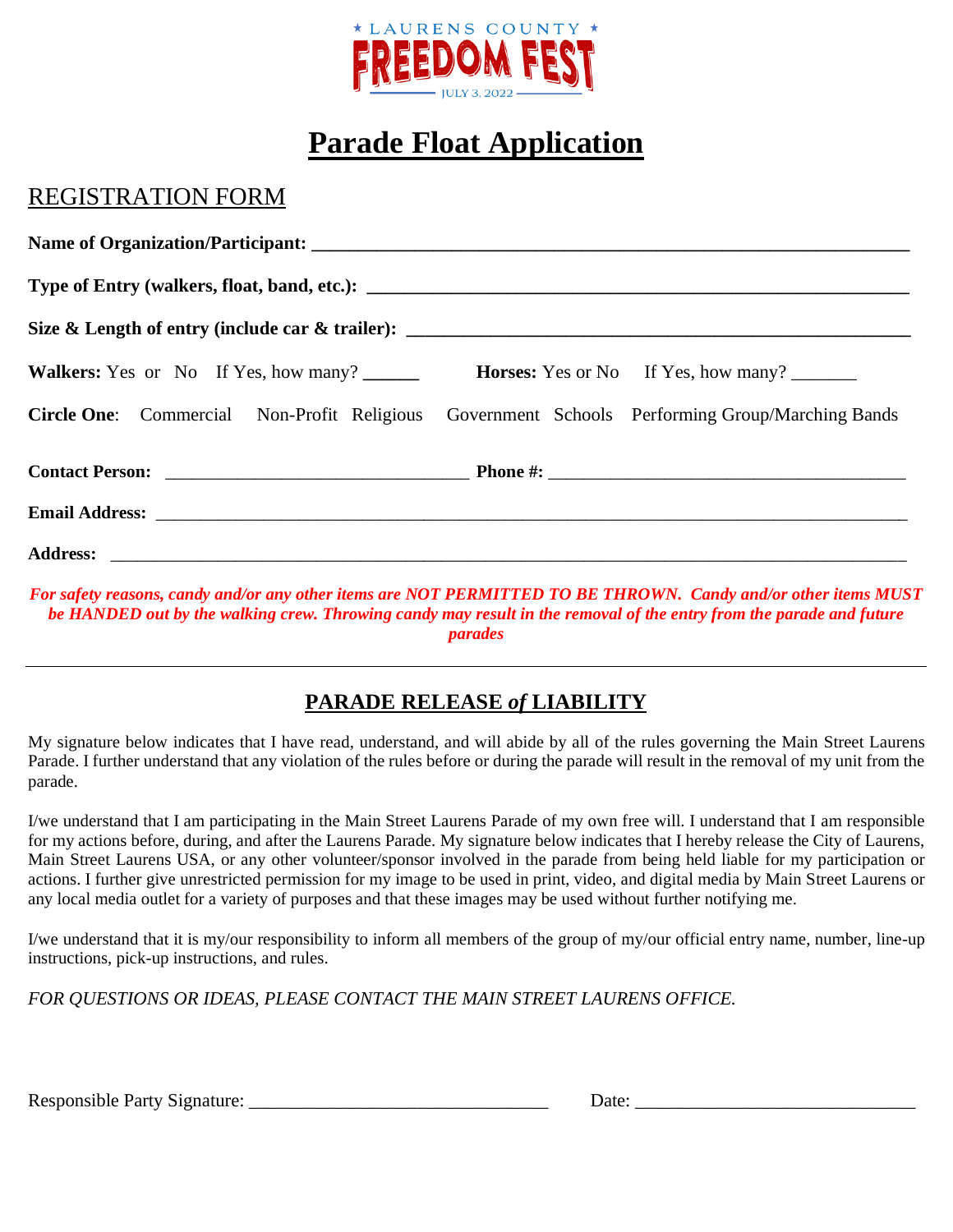★ LAURENS COUNTY ★

FREEDOM FEST

JULY 3, 2022

# Parade Float Application

## REGISTRATION FORM

**Name of Organization/Participant:** ______________________________________________

**Type of Entry (walkers, float, band, etc.):** ______________________________________________

**Size & Length of entry (include car & trailer):** ______________________________________________

**Walkers:** Yes or No If Yes, how many? ______ **Horses:** Yes or No If Yes, how many? _______

**Circle One**: Commercial Non-Profit Religious Government Schools Performing Group/Marching Bands

**Contact Person:** ________________________________ **Phone #:** ________________________________

**Email Address:** ______________________________________________

**Address:** ______________________________________________

***For safety reasons, candy and/or any other items are NOT PERMITTED TO BE THROWN. Candy and/or other items MUST be HANDED out by the walking crew. Throwing candy may result in the removal of the entry from the parade and future parades***

---

## PARADE RELEASE *of* LIABILITY

My signature below indicates that I have read, understand, and will abide by all of the rules governing the Main Street Laurens Parade. I further understand that any violation of the rules before or during the parade will result in the removal of my unit from the parade.

I/we understand that I am participating in the Main Street Laurens Parade of my own free will. I understand that I am responsible for my actions before, during, and after the Laurens Parade. My signature below indicates that I hereby release the City of Laurens, Main Street Laurens USA, or any other volunteer/sponsor involved in the parade from being held liable for my participation or actions. I further give unrestricted permission for my image to be used in print, video, and digital media by Main Street Laurens or any local media outlet for a variety of purposes and that these images may be used without further notifying me.

I/we understand that it is my/our responsibility to inform all members of the group of my/our official entry name, number, line-up instructions, pick-up instructions, and rules.

*FOR QUESTIONS OR IDEAS, PLEASE CONTACT THE MAIN STREET LAURENS OFFICE.*

Responsible Party Signature: ________________________________ Date: ______________________________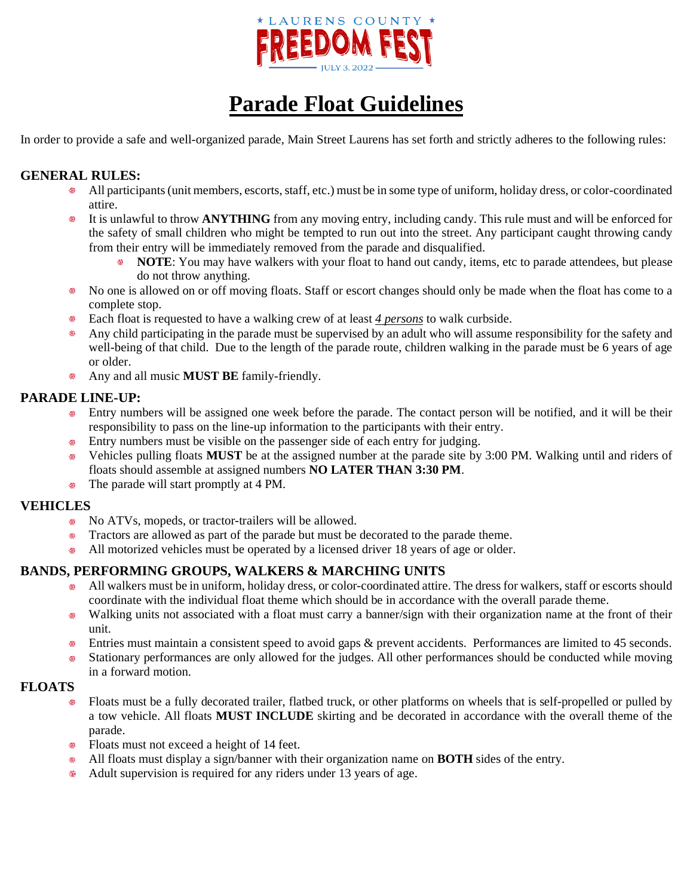★ LAURENS COUNTY ★

FREEDOM FEST

JULY 3, 2022

# Parade Float Guidelines

In order to provide a safe and well-organized parade, Main Street Laurens has set forth and strictly adheres to the following rules:

## GENERAL RULES:

- All participants (unit members, escorts, staff, etc.) must be in some type of uniform, holiday dress, or color-coordinated attire.
- It is unlawful to throw **ANYTHING** from any moving entry, including candy. This rule must and will be enforced for the safety of small children who might be tempted to run out into the street. Any participant caught throwing candy from their entry will be immediately removed from the parade and disqualified.
  - **NOTE**: You may have walkers with your float to hand out candy, items, etc to parade attendees, but please do not throw anything.
- No one is allowed on or off moving floats. Staff or escort changes should only be made when the float has come to a complete stop.
- Each float is requested to have a walking crew of at least ***4 persons*** to walk curbside.
- Any child participating in the parade must be supervised by an adult who will assume responsibility for the safety and well-being of that child. Due to the length of the parade route, children walking in the parade must be 6 years of age or older.
- Any and all music **MUST BE** family-friendly.

## PARADE LINE-UP:

- Entry numbers will be assigned one week before the parade. The contact person will be notified, and it will be their responsibility to pass on the line-up information to the participants with their entry.
- Entry numbers must be visible on the passenger side of each entry for judging.
- Vehicles pulling floats **MUST** be at the assigned number at the parade site by 3:00 PM. Walking until and riders of floats should assemble at assigned numbers **NO LATER THAN 3:30 PM**.
- The parade will start promptly at 4 PM.

## VEHICLES

- No ATVs, mopeds, or tractor-trailers will be allowed.
- Tractors are allowed as part of the parade but must be decorated to the parade theme.
- All motorized vehicles must be operated by a licensed driver 18 years of age or older.

## BANDS, PERFORMING GROUPS, WALKERS & MARCHING UNITS

- All walkers must be in uniform, holiday dress, or color-coordinated attire. The dress for walkers, staff or escorts should coordinate with the individual float theme which should be in accordance with the overall parade theme.
- Walking units not associated with a float must carry a banner/sign with their organization name at the front of their unit.
- Entries must maintain a consistent speed to avoid gaps & prevent accidents. Performances are limited to 45 seconds.
- Stationary performances are only allowed for the judges. All other performances should be conducted while moving in a forward motion.

## FLOATS

- Floats must be a fully decorated trailer, flatbed truck, or other platforms on wheels that is self-propelled or pulled by a tow vehicle. All floats **MUST INCLUDE** skirting and be decorated in accordance with the overall theme of the parade.
- Floats must not exceed a height of 14 feet.
- All floats must display a sign/banner with their organization name on **BOTH** sides of the entry.
- Adult supervision is required for any riders under 13 years of age.